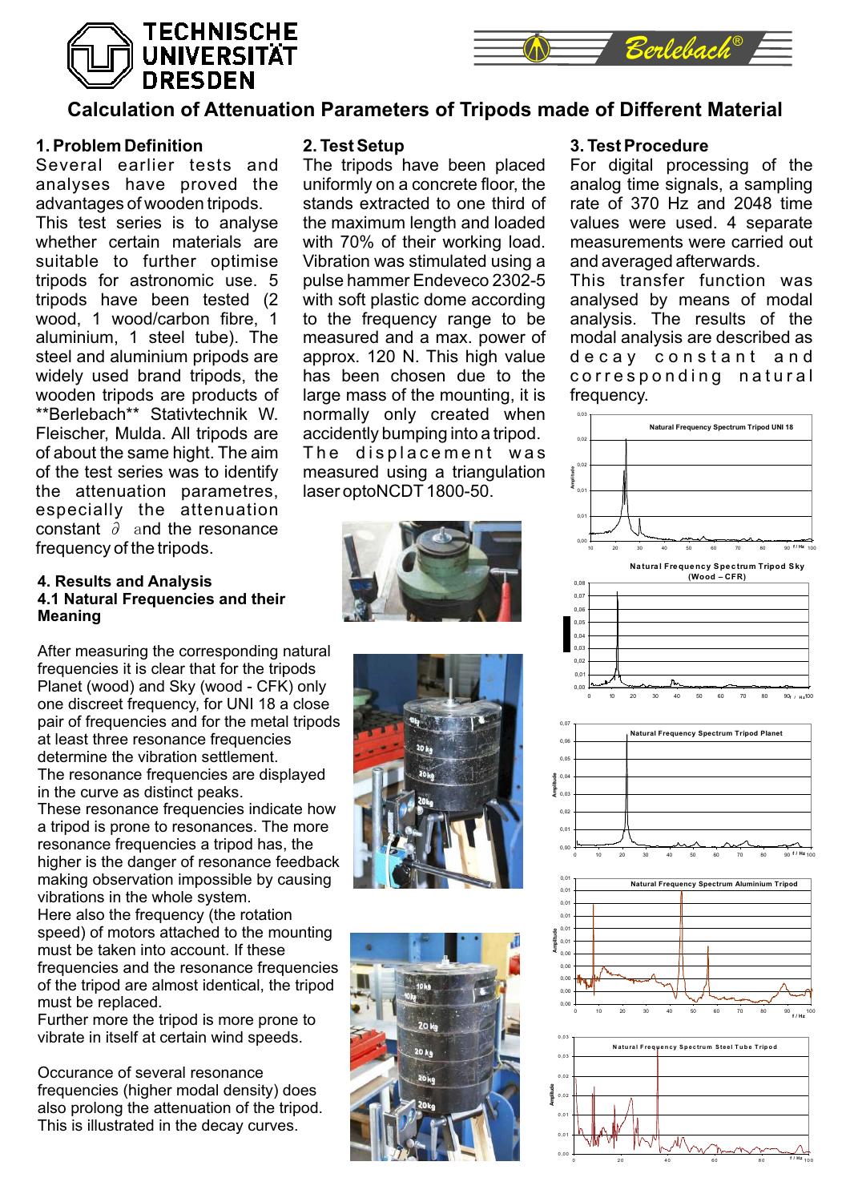# Calculation of Attenuation Parameters of Tripods made of Different Material

## 1. Problem Definition

Several earlier tests and analyses have proved the advantages of wooden tripods.
This test series is to analyse whether certain materials are suitable to further optimise tripods for astronomic use. 5 tripods have been tested (2 wood, 1 wood/carbon fibre, 1 aluminium, 1 steel tube). The steel and aluminium pripods are widely used brand tripods, the wooden tripods are products of **Berlebach** Stativtechnik W. Fleischer, Mulda. All tripods are of about the same hight. The aim of the test series was to identify the attenuation parametres, especially the attenuation constant $\partial$ and the resonance frequency of the tripods.

## 2. Test Setup

The tripods have been placed uniformly on a concrete floor, the stands extracted to one third of the maximum length and loaded with 70% of their working load. Vibration was stimulated using a pulse hammer Endeveco 2302-5 with soft plastic dome according to the frequency range to be measured and a max. power of approx. 120 N. This high value has been chosen due to the large mass of the mounting, it is normally only created when accidently bumping into a tripod.
The displacement was measured using a triangulation laser optoNCDT 1800-50.

## 3. Test Procedure

For digital processing of the analog time signals, a sampling rate of 370 Hz and 2048 time values were used. 4 separate measurements were carried out and averaged afterwards.
This transfer function was analysed by means of modal analysis. The results of the modal analysis are described as decay constant and corresponding natural frequency.

## 4. Results and Analysis

### 4.1 Natural Frequencies and their Meaning

After measuring the corresponding natural frequencies it is clear that for the tripods Planet (wood) and Sky (wood - CFK) only one discreet frequency, for UNI 18 a close pair of frequencies and for the metal tripods at least three resonance frequencies determine the vibration settlement.
The resonance frequencies are displayed in the curve as distinct peaks.
These resonance frequencies indicate how a tripod is prone to resonances. The more resonance frequencies a tripod has, the higher is the danger of resonance feedback making observation impossible by causing vibrations in the whole system.
Here also the frequency (the rotation speed) of motors attached to the mounting must be taken into account. If these frequencies and the resonance frequencies of the tripod are almost identical, the tripod must be replaced.
Further more the tripod is more prone to vibrate in itself at certain wind speeds.

Occurance of several resonance frequencies (higher modal density) does also prolong the attenuation of the tripod. This is illustrated in the decay curves.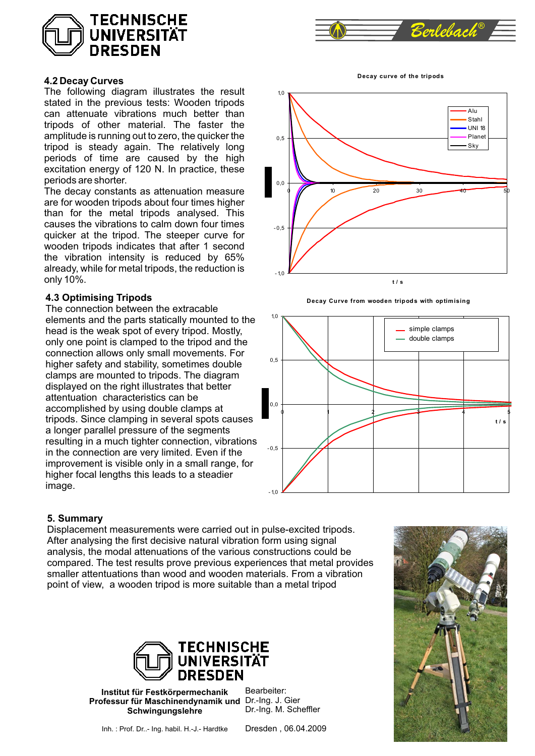## 4.2 Decay Curves

The following diagram illustrates the result stated in the previous tests: Wooden tripods can attenuate vibrations much better than tripods of other material. The faster the amplitude is running out to zero, the quicker the tripod is steady again. The relatively long periods of time are caused by the high excitation energy of 120 N. In practice, these periods are shorter.

The decay constants as attenuation measure are for wooden tripods about four times higher than for the metal tripods analysed. This causes the vibrations to calm down four times quicker at the tripod. The steeper curve for wooden tripods indicates that after 1 second the vibration intensity is reduced by 65% already, while for metal tripods, the reduction is only 10%.

Decay curve of the tripods

1,0
0,5
0,0
-0,5
-1,0
0
10
20
30
40
50
t / s

Alu
Stahl
UNI 18
Planet
Sky

## 4.3 Optimising Tripods

The connection between the extracable elements and the parts statically mounted to the head is the weak spot of every tripod. Mostly, only one point is clamped to the tripod and the connection allows only small movements. For higher safety and stability, sometimes double clamps are mounted to tripods. The diagram displayed on the right illustrates that better attentuation characteristics can be accomplished by using double clamps at tripods. Since clamping in several spots causes a longer parallel pressure of the segments resulting in a much tighter connection, vibrations in the connection are very limited. Even if the improvement is visible only in a small range, for higher focal lengths this leads to a steadier image.

Decay Curve from wooden tripods with optimising

1,0
0,5
0,0
-0,5
-1,0
0
1
2
3
4
5
t / s

simple clamps
double clamps

## 5. Summary

Displacement measurements were carried out in pulse-excited tripods. After analysing the first decisive natural vibration form using signal analysis, the modal attenuations of the various constructions could be compared. The test results prove previous experiences that metal provides smaller attentuations than wood and wooden materials. From a vibration point of view, a wooden tripod is more suitable than a metal tripod

**Institut für Festkörpermechanik**
**Professur für Maschinendynamik und Schwingungslehre**

Inh. : Prof. Dr..- Ing. habil. H.-J.- Hardtke

Bearbeiter:
Dr.-Ing. J. Gier
Dr.-Ing. M. Scheffler

Dresden , 06.04.2009